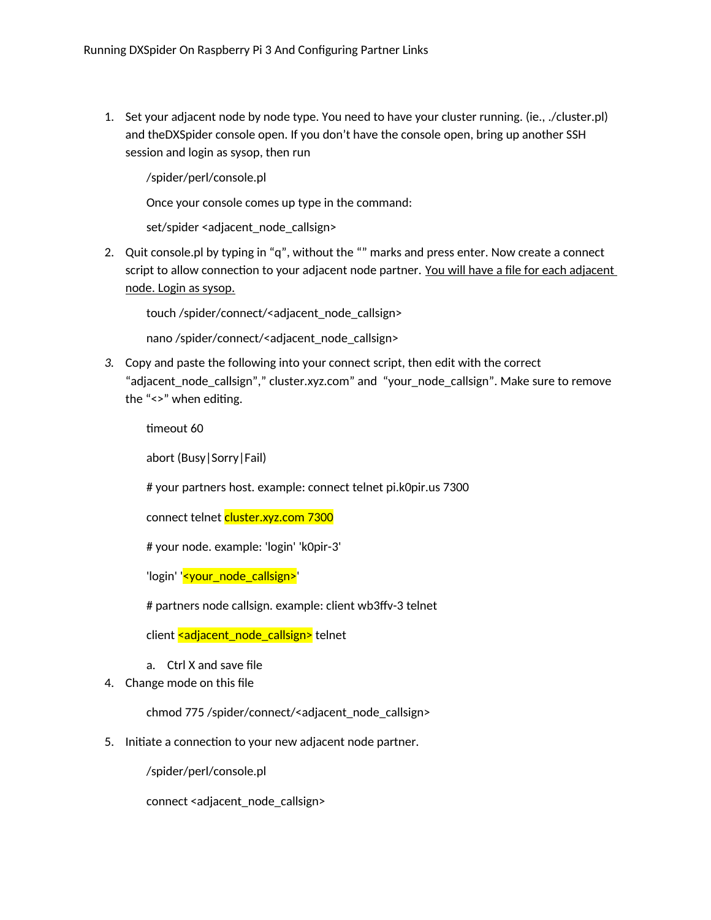# Running DXSpider On Raspberry Pi 3 And Configuring Partner Links

1. Set your adjacent node by node type. You need to have your cluster running. (ie., ./cluster.pl) and theDXSpider console open. If you don't have the console open, bring up another SSH session and login as sysop, then run

   /spider/perl/console.pl

   Once your console comes up type in the command:

   set/spider <adjacent_node_callsign>

2. Quit console.pl by typing in "q", without the "" marks and press enter. Now create a connect script to allow connection to your adjacent node partner. <u>You will have a file for each adjacent node. Login as sysop.</u>

   touch /spider/connect/<adjacent_node_callsign>

   nano /spider/connect/<adjacent_node_callsign>

3. *Copy and paste the following into your connect script, then edit with the correct "adjacent_node_callsign"," cluster.xyz.com" and "your_node_callsign". Make sure to remove the "<>" when editing.*

   ```
   timeout 60

   abort (Busy|Sorry|Fail)

   # your partners host. example: connect telnet pi.k0pir.us 7300

   connect telnet cluster.xyz.com 7300

   # your node. example: 'login' 'k0pir-3'

   'login' '<your_node_callsign>'

   # partners node callsign. example: client wb3ffv-3 telnet

   client <adjacent_node_callsign> telnet
   ```

   a. Ctrl X and save file

4. Change mode on this file

   chmod 775 /spider/connect/<adjacent_node_callsign>

5. Initiate a connection to your new adjacent node partner.

   /spider/perl/console.pl

   connect <adjacent_node_callsign>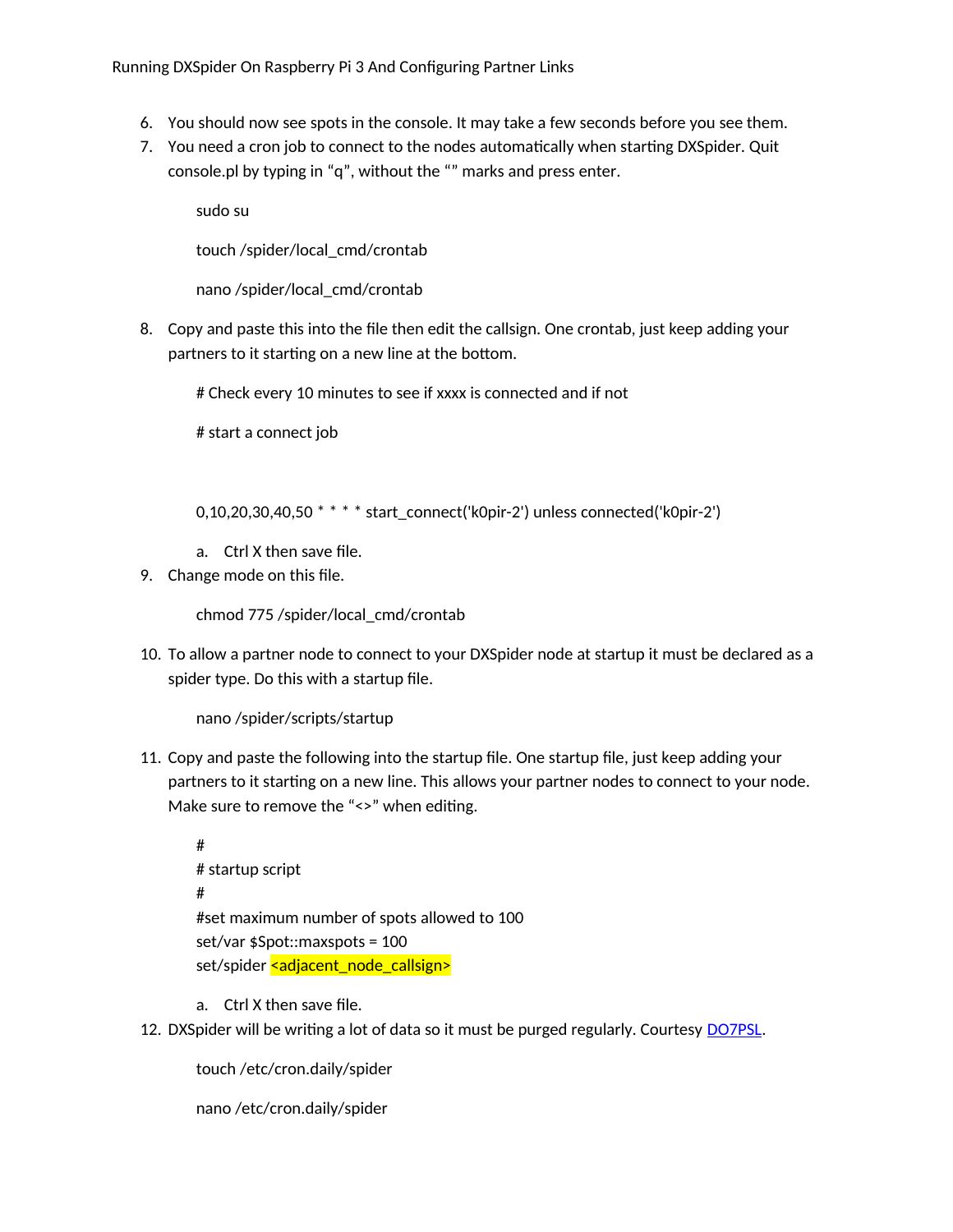6. You should now see spots in the console. It may take a few seconds before you see them.
7. You need a cron job to connect to the nodes automatically when starting DXSpider. Quit console.pl by typing in “q”, without the “” marks and press enter.

```
sudo su

touch /spider/local_cmd/crontab

nano /spider/local_cmd/crontab
```

8. Copy and paste this into the file then edit the callsign. One crontab, just keep adding your partners to it starting on a new line at the bottom.

```
# Check every 10 minutes to see if xxxx is connected and if not

# start a connect job


0,10,20,30,40,50 * * * * start_connect('k0pir-2') unless connected('k0pir-2')
```

   a. Ctrl X then save file.

9. Change mode on this file.

```
chmod 775 /spider/local_cmd/crontab
```

10. To allow a partner node to connect to your DXSpider node at startup it must be declared as a spider type. Do this with a startup file.

```
nano /spider/scripts/startup
```

11. Copy and paste the following into the startup file. One startup file, just keep adding your partners to it starting on a new line. This allows your partner nodes to connect to your node. Make sure to remove the “<>” when editing.

```
#
# startup script
#
#set maximum number of spots allowed to 100
set/var $Spot::maxspots = 100
set/spider <adjacent_node_callsign>
```

   a. Ctrl X then save file.

12. DXSpider will be writing a lot of data so it must be purged regularly. Courtesy DO7PSL.

```
touch /etc/cron.daily/spider

nano /etc/cron.daily/spider
```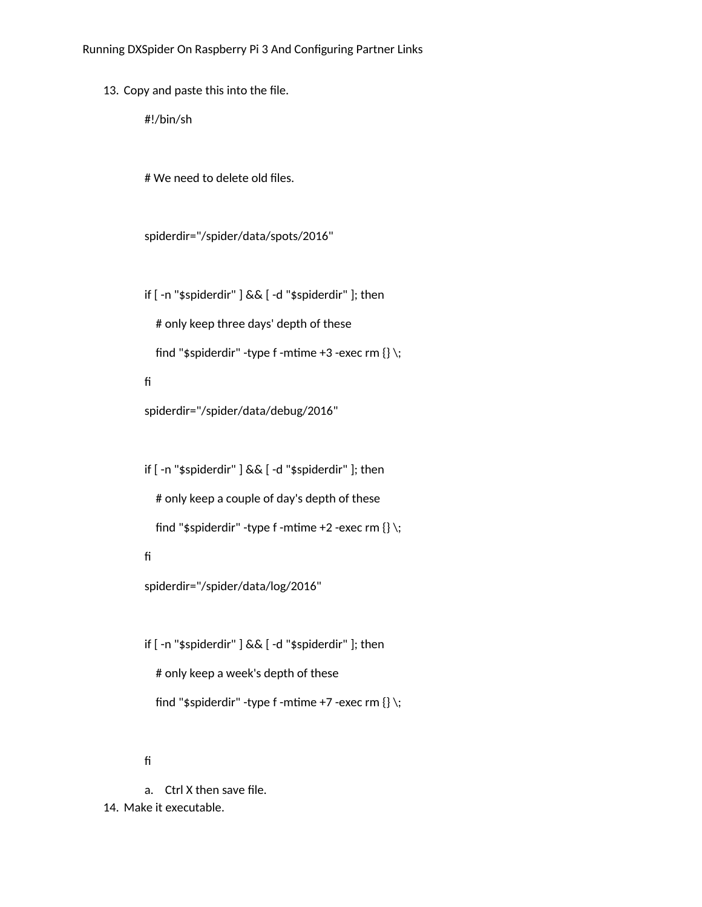13. Copy and paste this into the file.

```
#!/bin/sh


# We need to delete old files.


spiderdir="/spider/data/spots/2016"


if [ -n "$spiderdir" ] && [ -d "$spiderdir" ]; then
   # only keep three days' depth of these
   find "$spiderdir" -type f -mtime +3 -exec rm {} \;
fi
spiderdir="/spider/data/debug/2016"


if [ -n "$spiderdir" ] && [ -d "$spiderdir" ]; then
   # only keep a couple of day's depth of these
   find "$spiderdir" -type f -mtime +2 -exec rm {} \;
fi
spiderdir="/spider/data/log/2016"


if [ -n "$spiderdir" ] && [ -d "$spiderdir" ]; then
   # only keep a week's depth of these
   find "$spiderdir" -type f -mtime +7 -exec rm {} \;


fi
```

   a. Ctrl X then save file.

14. Make it executable.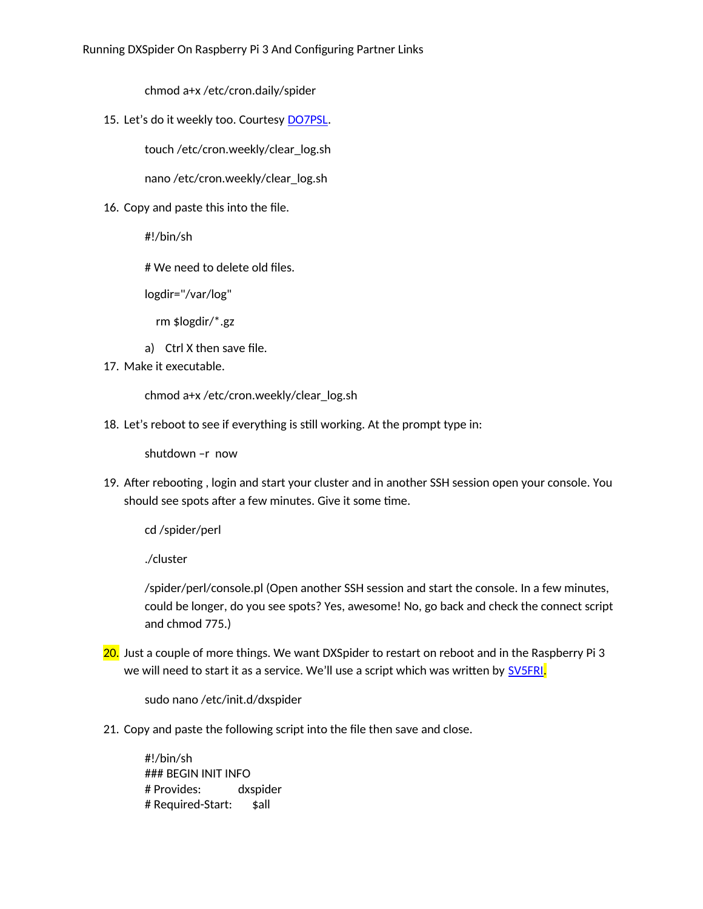chmod a+x /etc/cron.daily/spider

15. Let's do it weekly too. Courtesy DO7PSL.

    touch /etc/cron.weekly/clear_log.sh

    nano /etc/cron.weekly/clear_log.sh

16. Copy and paste this into the file.

    ```
    #!/bin/sh

    # We need to delete old files.

    logdir="/var/log"

       rm $logdir/*.gz
    ```

    a) Ctrl X then save file.

17. Make it executable.

    chmod a+x /etc/cron.weekly/clear_log.sh

18. Let's reboot to see if everything is still working. At the prompt type in:

    shutdown –r  now

19. After rebooting , login and start your cluster and in another SSH session open your console. You should see spots after a few minutes. Give it some time.

    cd /spider/perl

    ./cluster

    /spider/perl/console.pl (Open another SSH session and start the console. In a few minutes, could be longer, do you see spots? Yes, awesome! No, go back and check the connect script and chmod 775.)

20. Just a couple of more things. We want DXSpider to restart on reboot and in the Raspberry Pi 3 we will need to start it as a service. We'll use a script which was written by SV5FRI.

    sudo nano /etc/init.d/dxspider

21. Copy and paste the following script into the file then save and close.

    ```
    #!/bin/sh
    ### BEGIN INIT INFO
    # Provides:          dxspider
    # Required-Start:    $all
    ```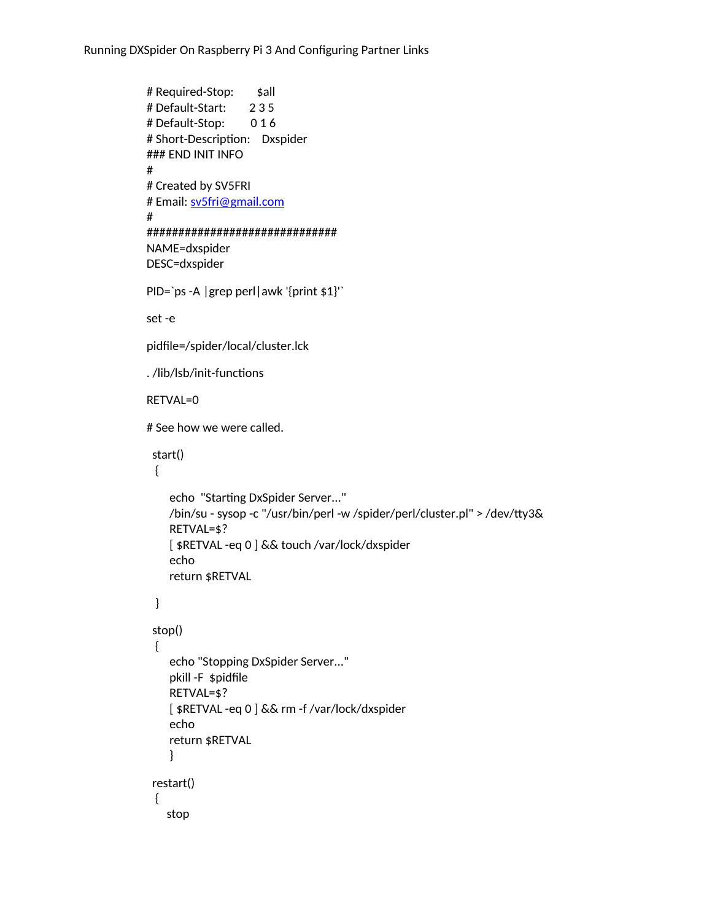```
# Required-Stop:       $all
# Default-Start:       2 3 5
# Default-Stop:        0 1 6
# Short-Description:    Dxspider
### END INIT INFO
#
# Created by SV5FRI
# Email: sv5fri@gmail.com
#
###############################
NAME=dxspider
DESC=dxspider

PID=`ps -A |grep perl|awk '{print $1}'`

set -e

pidfile=/spider/local/cluster.lck

. /lib/lsb/init-functions

RETVAL=0

# See how we were called.

  start()
   {

       echo  "Starting DxSpider Server..."
       /bin/su - sysop -c "/usr/bin/perl -w /spider/perl/cluster.pl" > /dev/tty3&
       RETVAL=$?
       [ $RETVAL -eq 0 ] && touch /var/lock/dxspider
       echo
       return $RETVAL

   }

  stop()
   {
       echo "Stopping DxSpider Server..."
       pkill -F  $pidfile
       RETVAL=$?
       [ $RETVAL -eq 0 ] && rm -f /var/lock/dxspider
       echo
       return $RETVAL
       }

  restart()
   {
      stop
```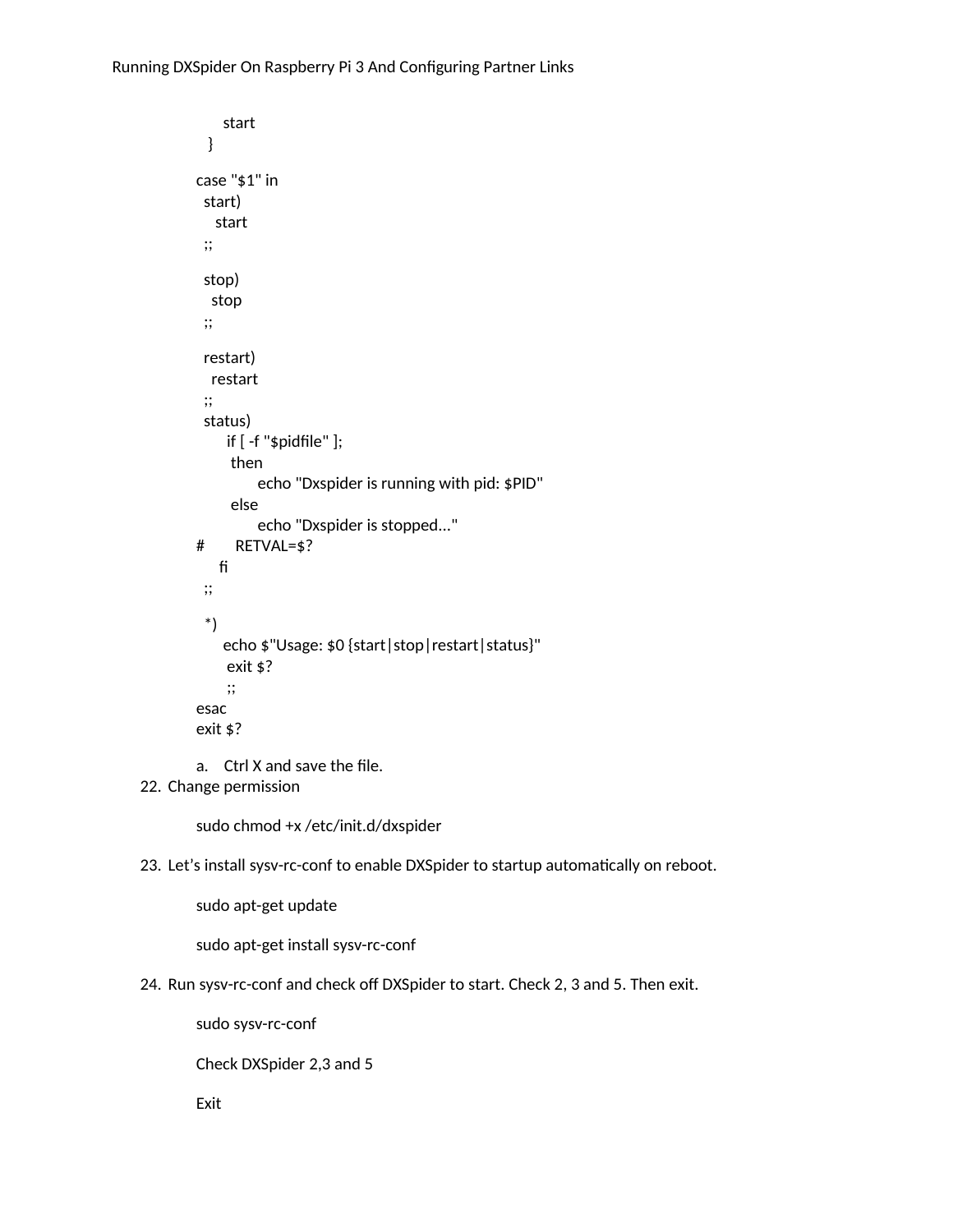```
    start
  }

case "$1" in
  start)
    start
  ;;

  stop)
    stop
  ;;

  restart)
    restart
  ;;
  status)
      if [ -f "$pidfile" ];
       then
           echo "Dxspider is running with pid: $PID"
       else
           echo "Dxspider is stopped..."
#       RETVAL=$?
     fi
  ;;

  *)
      echo $"Usage: $0 {start|stop|restart|status}"
       exit $?
       ;;
esac
exit $?
```

a. Ctrl X and save the file.

22. Change permission

```
sudo chmod +x /etc/init.d/dxspider
```

23. Let's install sysv-rc-conf to enable DXSpider to startup automatically on reboot.

```
sudo apt-get update

sudo apt-get install sysv-rc-conf
```

24. Run sysv-rc-conf and check off DXSpider to start. Check 2, 3 and 5. Then exit.

```
sudo sysv-rc-conf
```

Check DXSpider 2,3 and 5

Exit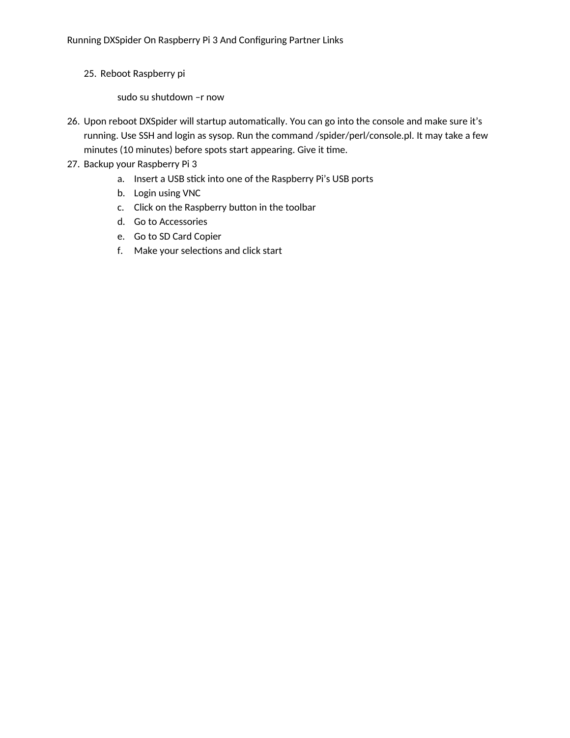25. Reboot Raspberry pi

    ```
    sudo su shutdown –r now
    ```

26. Upon reboot DXSpider will startup automatically. You can go into the console and make sure it's running. Use SSH and login as sysop. Run the command /spider/perl/console.pl. It may take a few minutes (10 minutes) before spots start appearing. Give it time.
27. Backup your Raspberry Pi 3
    a. Insert a USB stick into one of the Raspberry Pi's USB ports
    b. Login using VNC
    c. Click on the Raspberry button in the toolbar
    d. Go to Accessories
    e. Go to SD Card Copier
    f. Make your selections and click start